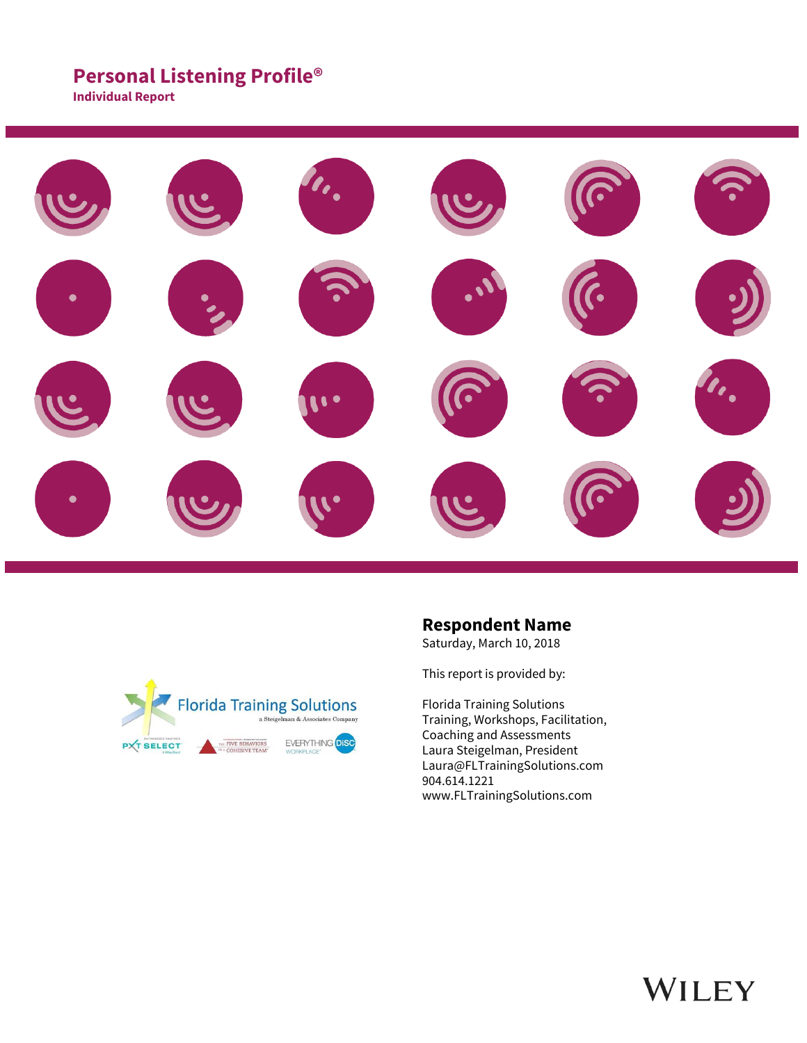# Personal Listening Profile®

**Individual Report**

## Respondent Name

Saturday, March 10, 2018

This report is provided by:

Florida Training Solutions
Training, Workshops, Facilitation, Coaching and Assessments
Laura Steigelman, President
Laura@FLTrainingSolutions.com
904.614.1221
www.FLTrainingSolutions.com

WILEY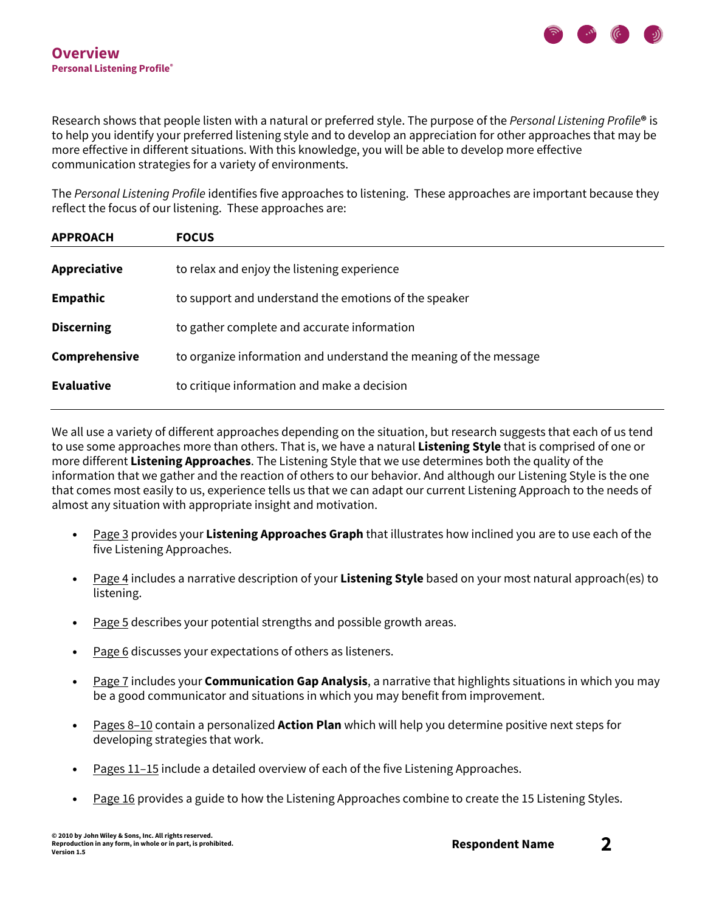# Overview

## Personal Listening Profile®

Research shows that people listen with a natural or preferred style. The purpose of the *Personal Listening Profile®* is to help you identify your preferred listening style and to develop an appreciation for other approaches that may be more effective in different situations. With this knowledge, you will be able to develop more effective communication strategies for a variety of environments.

The *Personal Listening Profile* identifies five approaches to listening. These approaches are important because they reflect the focus of our listening. These approaches are:

| APPROACH | FOCUS |
|---|---|
| **Appreciative** | to relax and enjoy the listening experience |
| **Empathic** | to support and understand the emotions of the speaker |
| **Discerning** | to gather complete and accurate information |
| **Comprehensive** | to organize information and understand the meaning of the message |
| **Evaluative** | to critique information and make a decision |

We all use a variety of different approaches depending on the situation, but research suggests that each of us tend to use some approaches more than others. That is, we have a natural **Listening Style** that is comprised of one or more different **Listening Approaches**. The Listening Style that we use determines both the quality of the information that we gather and the reaction of others to our behavior. And although our Listening Style is the one that comes most easily to us, experience tells us that we can adapt our current Listening Approach to the needs of almost any situation with appropriate insight and motivation.

- Page 3 provides your **Listening Approaches Graph** that illustrates how inclined you are to use each of the five Listening Approaches.
- Page 4 includes a narrative description of your **Listening Style** based on your most natural approach(es) to listening.
- Page 5 describes your potential strengths and possible growth areas.
- Page 6 discusses your expectations of others as listeners.
- Page 7 includes your **Communication Gap Analysis**, a narrative that highlights situations in which you may be a good communicator and situations in which you may benefit from improvement.
- Pages 8–10 contain a personalized **Action Plan** which will help you determine positive next steps for developing strategies that work.
- Pages 11–15 include a detailed overview of each of the five Listening Approaches.
- Page 16 provides a guide to how the Listening Approaches combine to create the 15 Listening Styles.

© 2010 by John Wiley & Sons, Inc. All rights reserved.
Reproduction in any form, in whole or in part, is prohibited.
Version 1.5

**Respondent Name**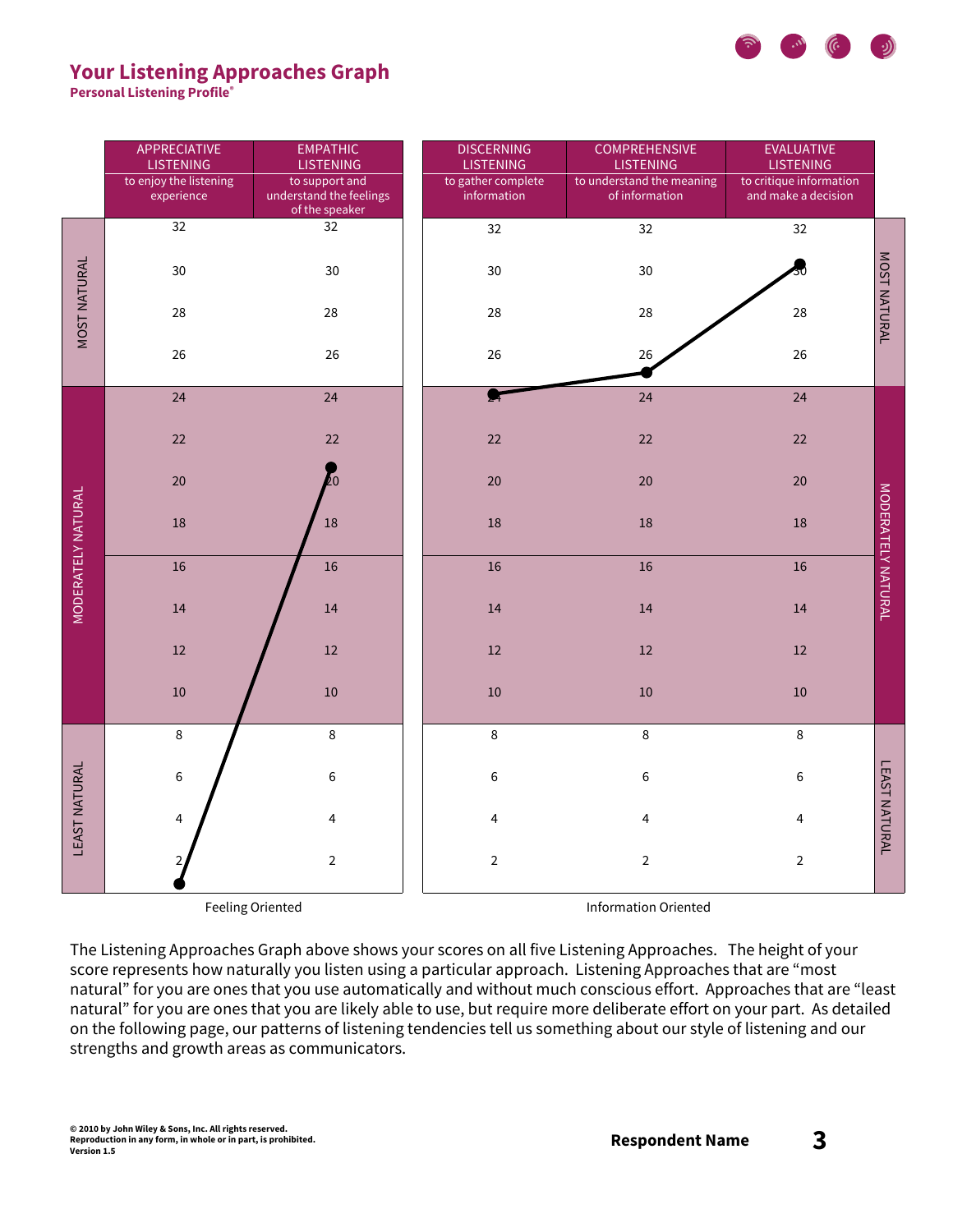## Your Listening Approaches Graph

**Personal Listening Profile®**

| | APPRECIATIVE LISTENING<br>to enjoy the listening experience | EMPATHIC LISTENING<br>to support and understand the feelings of the speaker | DISCERNING LISTENING<br>to gather complete information | COMPREHENSIVE LISTENING<br>to understand the meaning of information | EVALUATIVE LISTENING<br>to critique information and make a decision | |
|---|---|---|---|---|---|---|
| MOST NATURAL | 32 | 32 | 32 | 32 | 32 | MOST NATURAL |
| | 30 | 30 | 30 | 30 | 30 | |
| | 28 | 28 | 28 | 28 | 28 | |
| | 26 | 26 | 26 | 26 | 26 | |
| MODERATELY NATURAL | 24 | 24 | 24 | 24 | 24 | MODERATELY NATURAL |
| | 22 | 22 | 22 | 22 | 22 | |
| | 20 | 20 | 20 | 20 | 20 | |
| | 18 | 18 | 18 | 18 | 18 | |
| | 16 | 16 | 16 | 16 | 16 | |
| | 14 | 14 | 14 | 14 | 14 | |
| | 12 | 12 | 12 | 12 | 12 | |
| | 10 | 10 | 10 | 10 | 10 | |
| LEAST NATURAL | 8 | 8 | 8 | 8 | 8 | LEAST NATURAL |
| | 6 | 6 | 6 | 6 | 6 | |
| | 4 | 4 | 4 | 4 | 4 | |
| | 2 | 2 | 2 | 2 | 2 | |
| | Feeling Oriented | | Information Oriented | | | |

The Listening Approaches Graph above shows your scores on all five Listening Approaches. The height of your score represents how naturally you listen using a particular approach. Listening Approaches that are "most natural" for you are ones that you use automatically and without much conscious effort. Approaches that are "least natural" for you are ones that you are likely able to use, but require more deliberate effort on your part. As detailed on the following page, our patterns of listening tendencies tell us something about our style of listening and our strengths and growth areas as communicators.

© 2010 by John Wiley & Sons, Inc. All rights reserved.
Reproduction in any form, in whole or in part, is prohibited.
Version 1.5

**Respondent Name**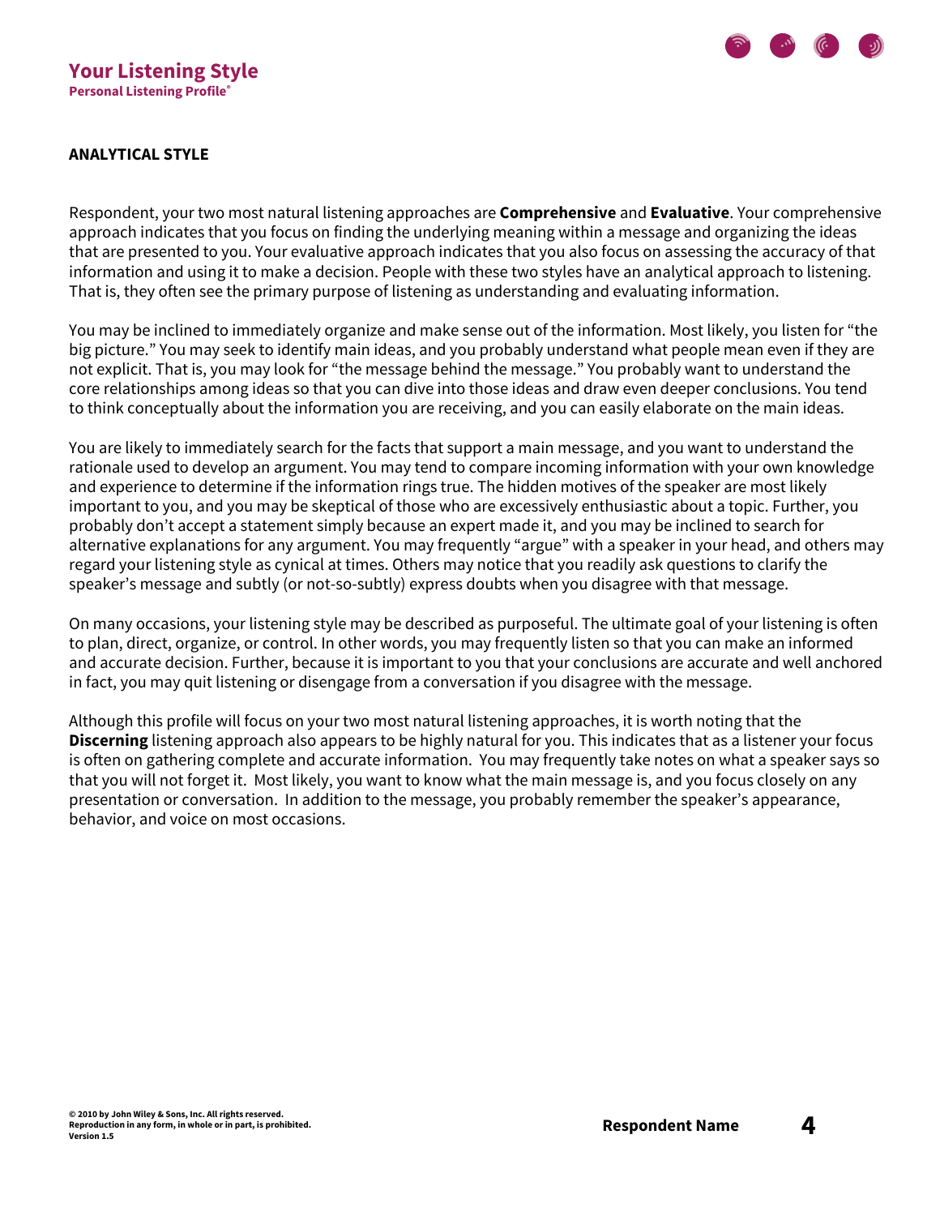## ANALYTICAL STYLE

Respondent, your two most natural listening approaches are **Comprehensive** and **Evaluative**. Your comprehensive approach indicates that you focus on finding the underlying meaning within a message and organizing the ideas that are presented to you. Your evaluative approach indicates that you also focus on assessing the accuracy of that information and using it to make a decision. People with these two styles have an analytical approach to listening. That is, they often see the primary purpose of listening as understanding and evaluating information.

You may be inclined to immediately organize and make sense out of the information. Most likely, you listen for "the big picture." You may seek to identify main ideas, and you probably understand what people mean even if they are not explicit. That is, you may look for "the message behind the message." You probably want to understand the core relationships among ideas so that you can dive into those ideas and draw even deeper conclusions. You tend to think conceptually about the information you are receiving, and you can easily elaborate on the main ideas.

You are likely to immediately search for the facts that support a main message, and you want to understand the rationale used to develop an argument. You may tend to compare incoming information with your own knowledge and experience to determine if the information rings true. The hidden motives of the speaker are most likely important to you, and you may be skeptical of those who are excessively enthusiastic about a topic. Further, you probably don't accept a statement simply because an expert made it, and you may be inclined to search for alternative explanations for any argument. You may frequently "argue" with a speaker in your head, and others may regard your listening style as cynical at times. Others may notice that you readily ask questions to clarify the speaker's message and subtly (or not-so-subtly) express doubts when you disagree with that message.

On many occasions, your listening style may be described as purposeful. The ultimate goal of your listening is often to plan, direct, organize, or control. In other words, you may frequently listen so that you can make an informed and accurate decision. Further, because it is important to you that your conclusions are accurate and well anchored in fact, you may quit listening or disengage from a conversation if you disagree with the message.

Although this profile will focus on your two most natural listening approaches, it is worth noting that the **Discerning** listening approach also appears to be highly natural for you. This indicates that as a listener your focus is often on gathering complete and accurate information. You may frequently take notes on what a speaker says so that you will not forget it. Most likely, you want to know what the main message is, and you focus closely on any presentation or conversation. In addition to the message, you probably remember the speaker's appearance, behavior, and voice on most occasions.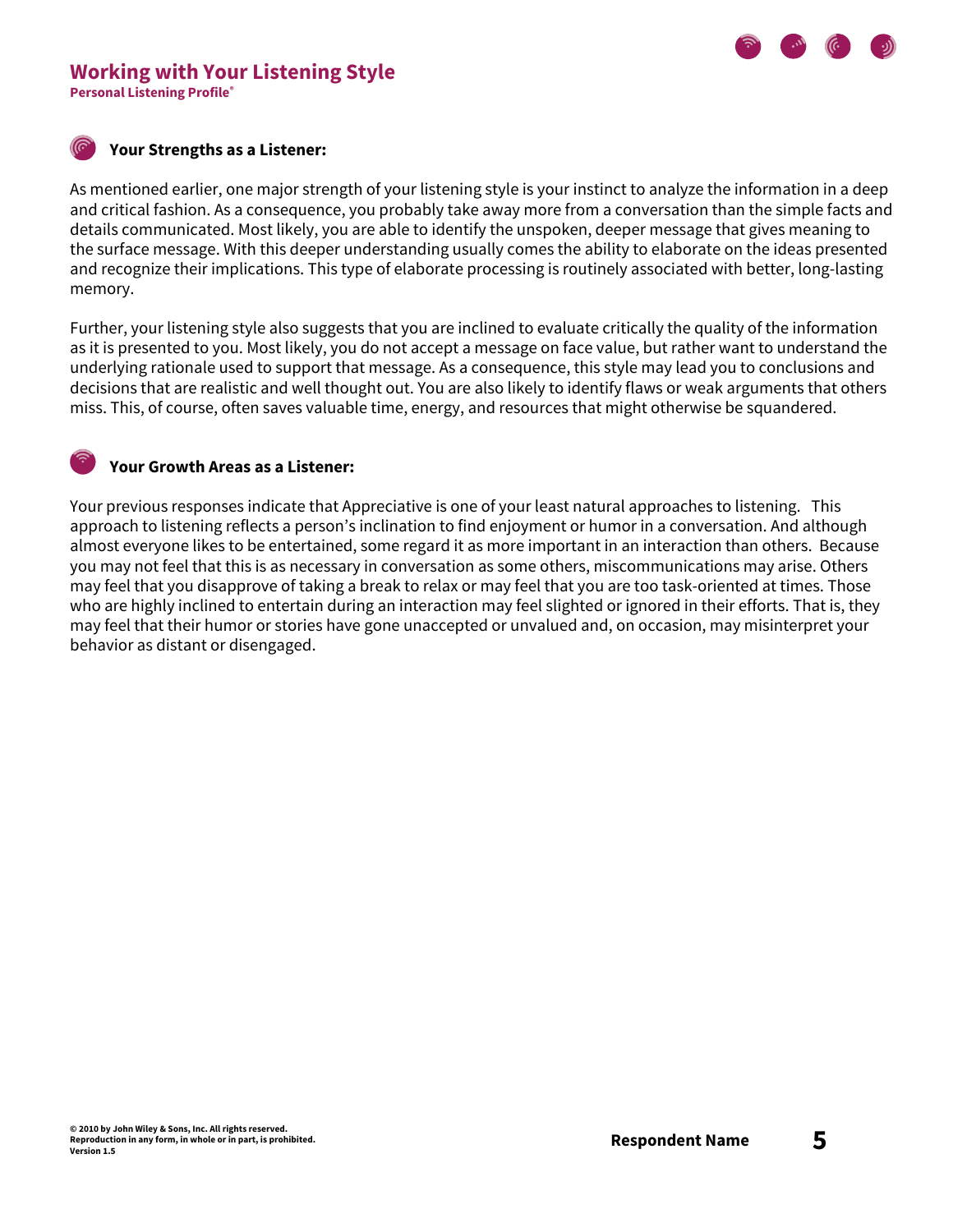## Your Strengths as a Listener:

As mentioned earlier, one major strength of your listening style is your instinct to analyze the information in a deep and critical fashion. As a consequence, you probably take away more from a conversation than the simple facts and details communicated. Most likely, you are able to identify the unspoken, deeper message that gives meaning to the surface message. With this deeper understanding usually comes the ability to elaborate on the ideas presented and recognize their implications. This type of elaborate processing is routinely associated with better, long-lasting memory.

Further, your listening style also suggests that you are inclined to evaluate critically the quality of the information as it is presented to you. Most likely, you do not accept a message on face value, but rather want to understand the underlying rationale used to support that message. As a consequence, this style may lead you to conclusions and decisions that are realistic and well thought out. You are also likely to identify flaws or weak arguments that others miss. This, of course, often saves valuable time, energy, and resources that might otherwise be squandered.

## Your Growth Areas as a Listener:

Your previous responses indicate that Appreciative is one of your least natural approaches to listening. This approach to listening reflects a person's inclination to find enjoyment or humor in a conversation. And although almost everyone likes to be entertained, some regard it as more important in an interaction than others. Because you may not feel that this is as necessary in conversation as some others, miscommunications may arise. Others may feel that you disapprove of taking a break to relax or may feel that you are too task-oriented at times. Those who are highly inclined to entertain during an interaction may feel slighted or ignored in their efforts. That is, they may feel that their humor or stories have gone unaccepted or unvalued and, on occasion, may misinterpret your behavior as distant or disengaged.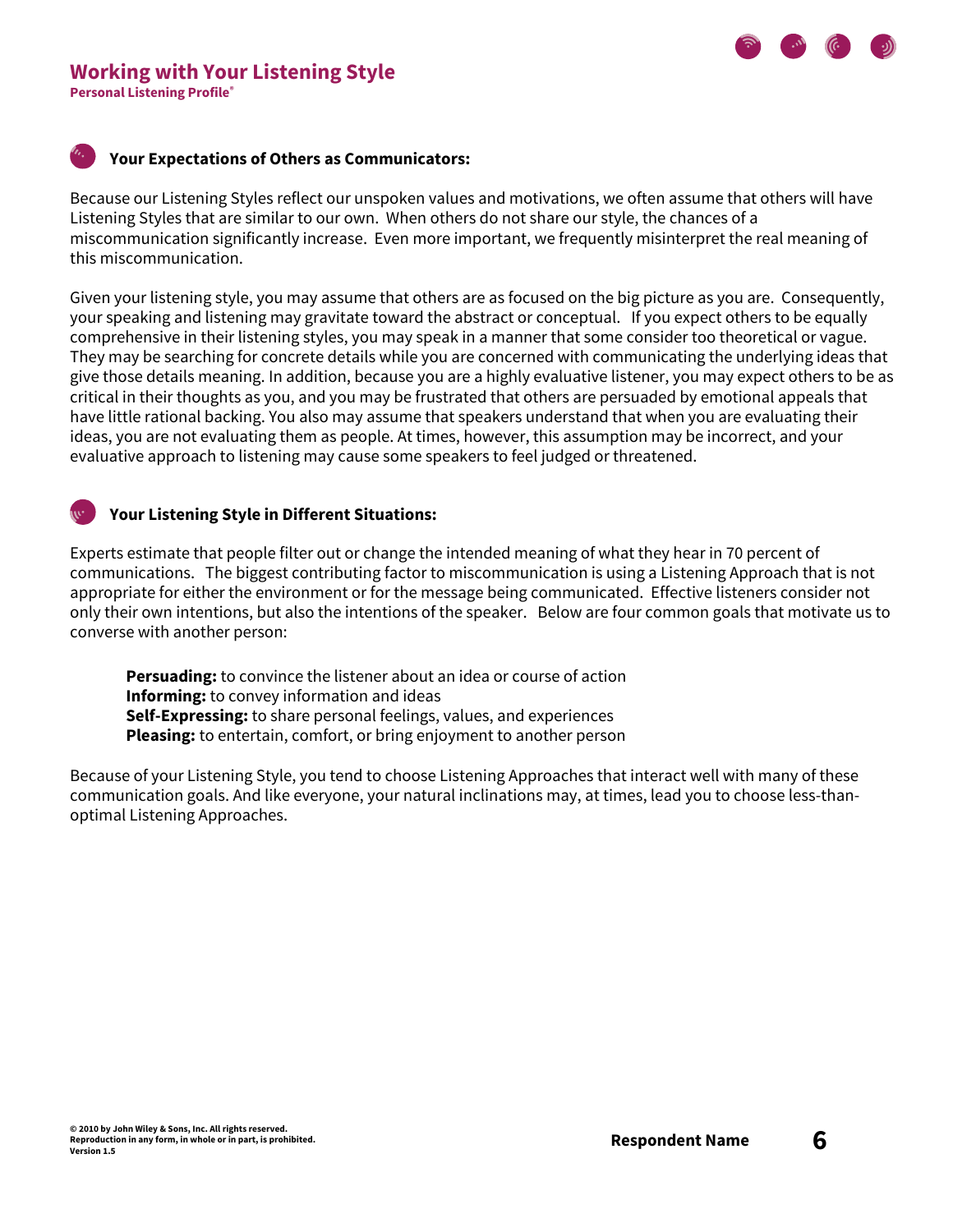## Your Expectations of Others as Communicators:

Because our Listening Styles reflect our unspoken values and motivations, we often assume that others will have Listening Styles that are similar to our own. When others do not share our style, the chances of a miscommunication significantly increase. Even more important, we frequently misinterpret the real meaning of this miscommunication.

Given your listening style, you may assume that others are as focused on the big picture as you are. Consequently, your speaking and listening may gravitate toward the abstract or conceptual. If you expect others to be equally comprehensive in their listening styles, you may speak in a manner that some consider too theoretical or vague. They may be searching for concrete details while you are concerned with communicating the underlying ideas that give those details meaning. In addition, because you are a highly evaluative listener, you may expect others to be as critical in their thoughts as you, and you may be frustrated that others are persuaded by emotional appeals that have little rational backing. You also may assume that speakers understand that when you are evaluating their ideas, you are not evaluating them as people. At times, however, this assumption may be incorrect, and your evaluative approach to listening may cause some speakers to feel judged or threatened.

## Your Listening Style in Different Situations:

Experts estimate that people filter out or change the intended meaning of what they hear in 70 percent of communications. The biggest contributing factor to miscommunication is using a Listening Approach that is not appropriate for either the environment or for the message being communicated. Effective listeners consider not only their own intentions, but also the intentions of the speaker. Below are four common goals that motivate us to converse with another person:

**Persuading:** to convince the listener about an idea or course of action
**Informing:** to convey information and ideas
**Self-Expressing:** to share personal feelings, values, and experiences
**Pleasing:** to entertain, comfort, or bring enjoyment to another person

Because of your Listening Style, you tend to choose Listening Approaches that interact well with many of these communication goals. And like everyone, your natural inclinations may, at times, lead you to choose less-than-optimal Listening Approaches.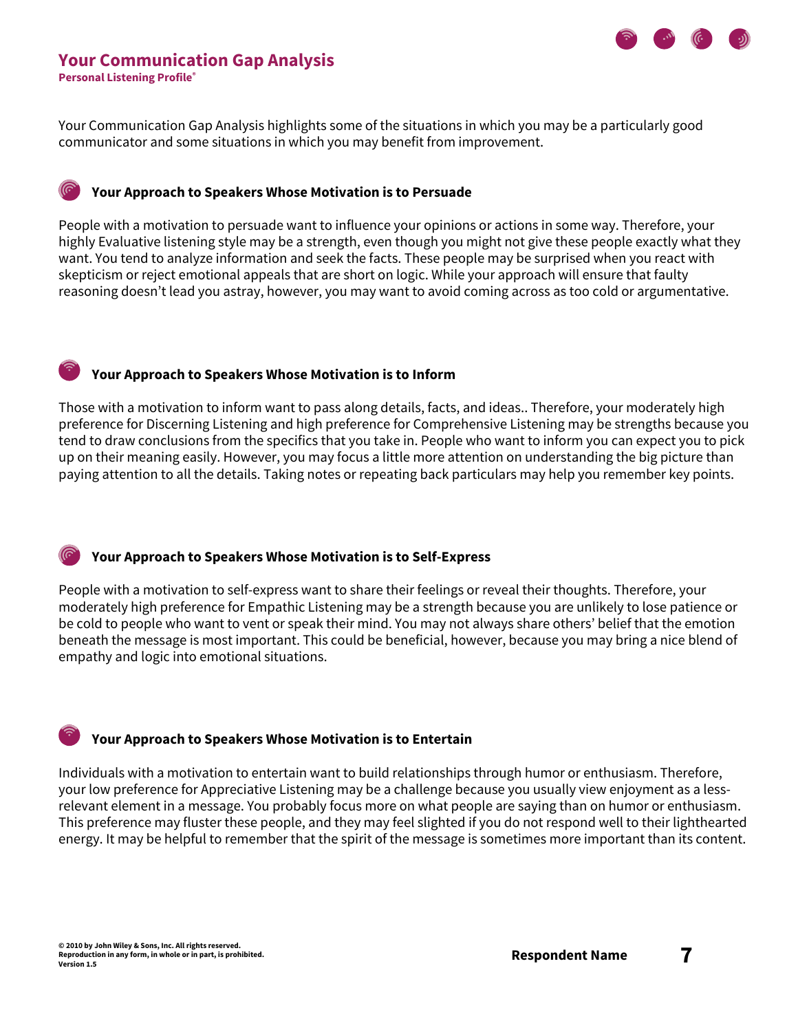# Your Communication Gap Analysis

**Personal Listening Profile®**

Your Communication Gap Analysis highlights some of the situations in which you may be a particularly good communicator and some situations in which you may benefit from improvement.

### Your Approach to Speakers Whose Motivation is to Persuade

People with a motivation to persuade want to influence your opinions or actions in some way. Therefore, your highly Evaluative listening style may be a strength, even though you might not give these people exactly what they want. You tend to analyze information and seek the facts. These people may be surprised when you react with skepticism or reject emotional appeals that are short on logic. While your approach will ensure that faulty reasoning doesn't lead you astray, however, you may want to avoid coming across as too cold or argumentative.

### Your Approach to Speakers Whose Motivation is to Inform

Those with a motivation to inform want to pass along details, facts, and ideas.. Therefore, your moderately high preference for Discerning Listening and high preference for Comprehensive Listening may be strengths because you tend to draw conclusions from the specifics that you take in. People who want to inform you can expect you to pick up on their meaning easily. However, you may focus a little more attention on understanding the big picture than paying attention to all the details. Taking notes or repeating back particulars may help you remember key points.

### Your Approach to Speakers Whose Motivation is to Self-Express

People with a motivation to self-express want to share their feelings or reveal their thoughts. Therefore, your moderately high preference for Empathic Listening may be a strength because you are unlikely to lose patience or be cold to people who want to vent or speak their mind. You may not always share others' belief that the emotion beneath the message is most important. This could be beneficial, however, because you may bring a nice blend of empathy and logic into emotional situations.

### Your Approach to Speakers Whose Motivation is to Entertain

Individuals with a motivation to entertain want to build relationships through humor or enthusiasm. Therefore, your low preference for Appreciative Listening may be a challenge because you usually view enjoyment as a less-relevant element in a message. You probably focus more on what people are saying than on humor or enthusiasm. This preference may fluster these people, and they may feel slighted if you do not respond well to their lighthearted energy. It may be helpful to remember that the spirit of the message is sometimes more important than its content.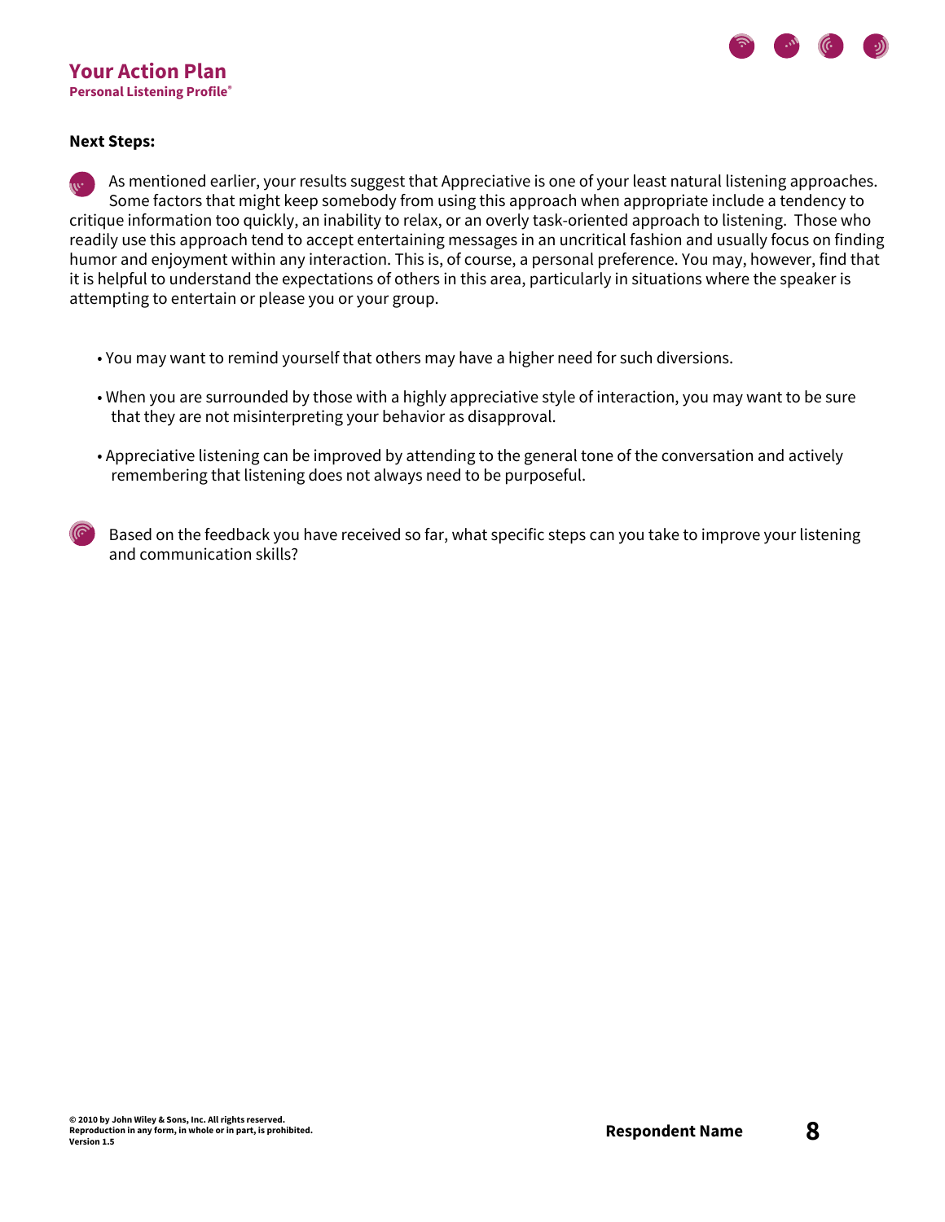## Your Action Plan

**Personal Listening Profile®**

**Next Steps:**

As mentioned earlier, your results suggest that Appreciative is one of your least natural listening approaches. Some factors that might keep somebody from using this approach when appropriate include a tendency to critique information too quickly, an inability to relax, or an overly task-oriented approach to listening. Those who readily use this approach tend to accept entertaining messages in an uncritical fashion and usually focus on finding humor and enjoyment within any interaction. This is, of course, a personal preference. You may, however, find that it is helpful to understand the expectations of others in this area, particularly in situations where the speaker is attempting to entertain or please you or your group.

- You may want to remind yourself that others may have a higher need for such diversions.
- When you are surrounded by those with a highly appreciative style of interaction, you may want to be sure that they are not misinterpreting your behavior as disapproval.
- Appreciative listening can be improved by attending to the general tone of the conversation and actively remembering that listening does not always need to be purposeful.

Based on the feedback you have received so far, what specific steps can you take to improve your listening and communication skills?

© 2010 by John Wiley & Sons, Inc. All rights reserved.
Reproduction in any form, in whole or in part, is prohibited.
Version 1.5

**Respondent Name**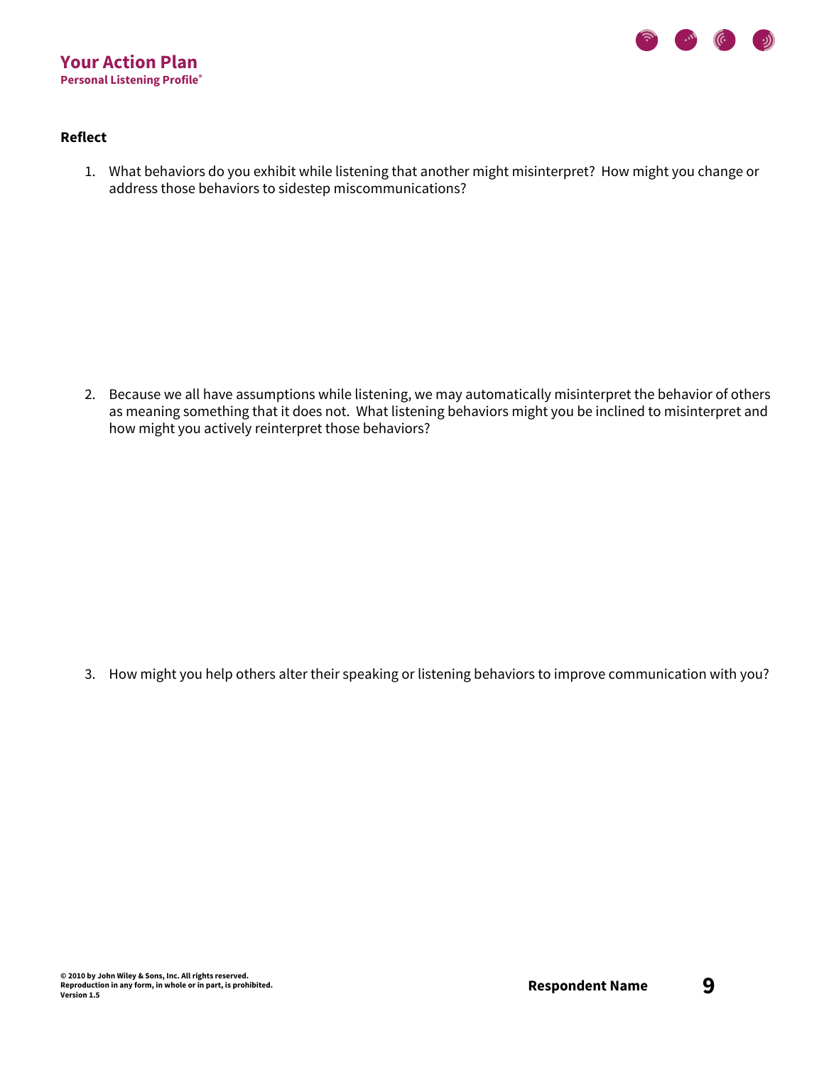## Your Action Plan

**Personal Listening Profile®**

### Reflect

1. What behaviors do you exhibit while listening that another might misinterpret? How might you change or address those behaviors to sidestep miscommunications?

2. Because we all have assumptions while listening, we may automatically misinterpret the behavior of others as meaning something that it does not. What listening behaviors might you be inclined to misinterpret and how might you actively reinterpret those behaviors?

3. How might you help others alter their speaking or listening behaviors to improve communication with you?

© 2010 by John Wiley & Sons, Inc. All rights reserved.
Reproduction in any form, in whole or in part, is prohibited.
Version 1.5

**Respondent Name**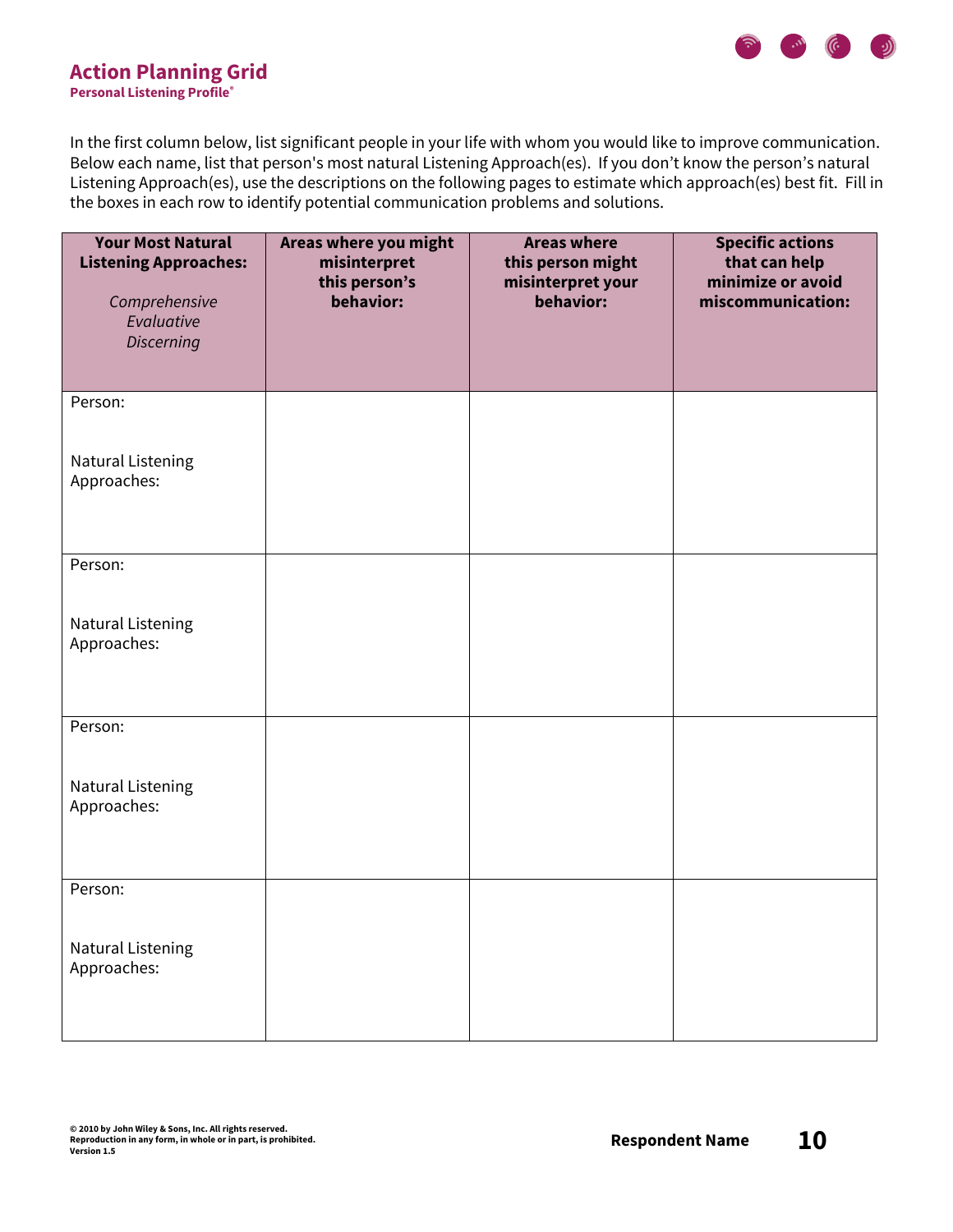# Action Planning Grid

**Personal Listening Profile®**

In the first column below, list significant people in your life with whom you would like to improve communication. Below each name, list that person's most natural Listening Approach(es). If you don't know the person's natural Listening Approach(es), use the descriptions on the following pages to estimate which approach(es) best fit. Fill in the boxes in each row to identify potential communication problems and solutions.

| **Your Most Natural Listening Approaches:**<br><br>*Comprehensive*<br>*Evaluative*<br>*Discerning* | **Areas where you might misinterpret this person's behavior:** | **Areas where this person might misinterpret your behavior:** | **Specific actions that can help minimize or avoid miscommunication:** |
|---|---|---|---|
| Person:<br><br>Natural Listening Approaches: | | | |
| Person:<br><br>Natural Listening Approaches: | | | |
| Person:<br><br>Natural Listening Approaches: | | | |
| Person:<br><br>Natural Listening Approaches: | | | |

© 2010 by John Wiley & Sons, Inc. All rights reserved.
Reproduction in any form, in whole or in part, is prohibited.
Version 1.5

**Respondent Name**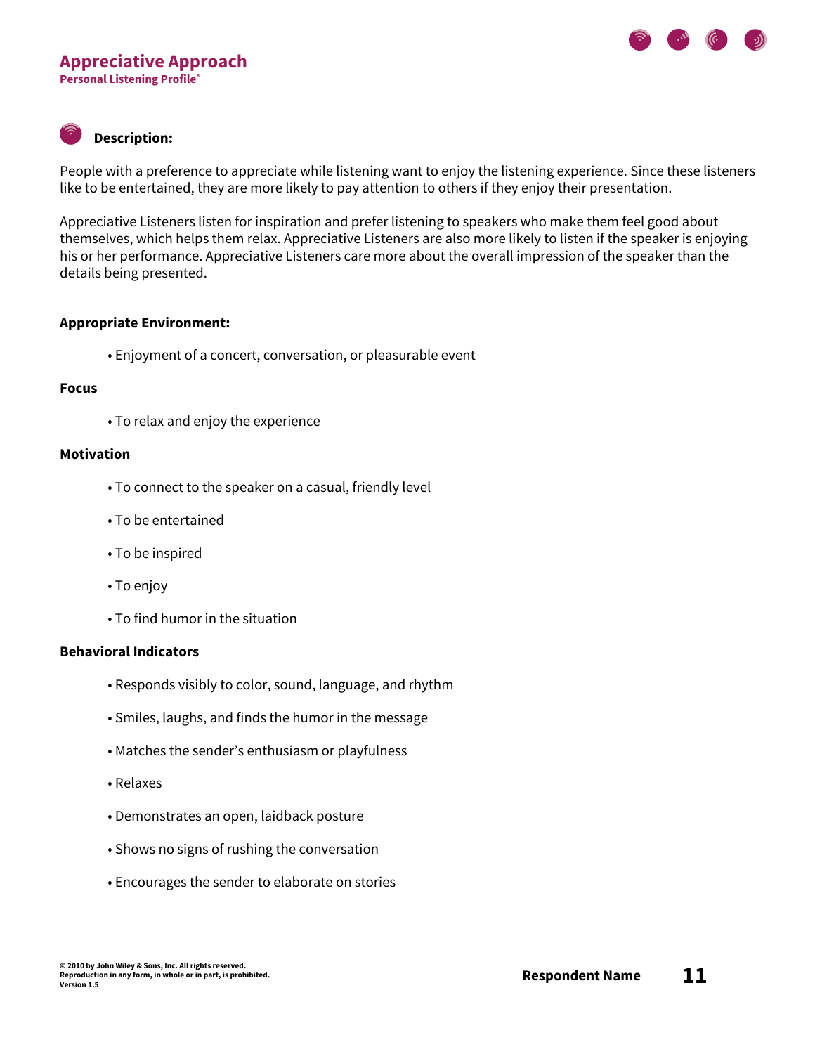# Appreciative Approach

**Personal Listening Profile®**

## Description:

People with a preference to appreciate while listening want to enjoy the listening experience. Since these listeners like to be entertained, they are more likely to pay attention to others if they enjoy their presentation.

Appreciative Listeners listen for inspiration and prefer listening to speakers who make them feel good about themselves, which helps them relax. Appreciative Listeners are also more likely to listen if the speaker is enjoying his or her performance. Appreciative Listeners care more about the overall impression of the speaker than the details being presented.

**Appropriate Environment:**

- Enjoyment of a concert, conversation, or pleasurable event

**Focus**

- To relax and enjoy the experience

**Motivation**

- To connect to the speaker on a casual, friendly level
- To be entertained
- To be inspired
- To enjoy
- To find humor in the situation

**Behavioral Indicators**

- Responds visibly to color, sound, language, and rhythm
- Smiles, laughs, and finds the humor in the message
- Matches the sender's enthusiasm or playfulness
- Relaxes
- Demonstrates an open, laidback posture
- Shows no signs of rushing the conversation
- Encourages the sender to elaborate on stories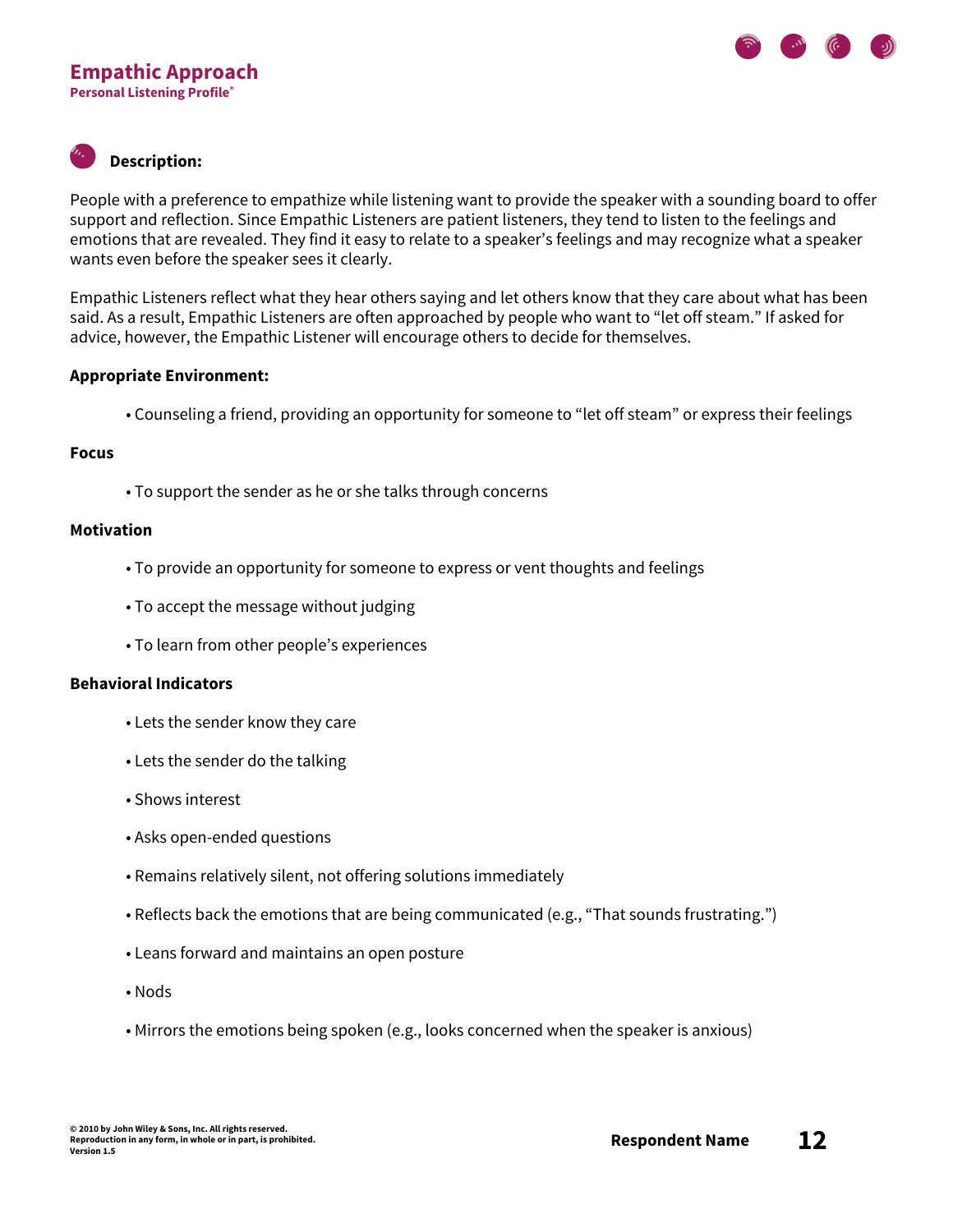# Empathic Approach

**Personal Listening Profile®**

## Description:

People with a preference to empathize while listening want to provide the speaker with a sounding board to offer support and reflection. Since Empathic Listeners are patient listeners, they tend to listen to the feelings and emotions that are revealed. They find it easy to relate to a speaker's feelings and may recognize what a speaker wants even before the speaker sees it clearly.

Empathic Listeners reflect what they hear others saying and let others know that they care about what has been said. As a result, Empathic Listeners are often approached by people who want to "let off steam." If asked for advice, however, the Empathic Listener will encourage others to decide for themselves.

**Appropriate Environment:**

- Counseling a friend, providing an opportunity for someone to "let off steam" or express their feelings

**Focus**

- To support the sender as he or she talks through concerns

**Motivation**

- To provide an opportunity for someone to express or vent thoughts and feelings
- To accept the message without judging
- To learn from other people's experiences

**Behavioral Indicators**

- Lets the sender know they care
- Lets the sender do the talking
- Shows interest
- Asks open-ended questions
- Remains relatively silent, not offering solutions immediately
- Reflects back the emotions that are being communicated (e.g., "That sounds frustrating.")
- Leans forward and maintains an open posture
- Nods
- Mirrors the emotions being spoken (e.g., looks concerned when the speaker is anxious)

© 2010 by John Wiley & Sons, Inc. All rights reserved.
Reproduction in any form, in whole or in part, is prohibited.
Version 1.5

**Respondent Name**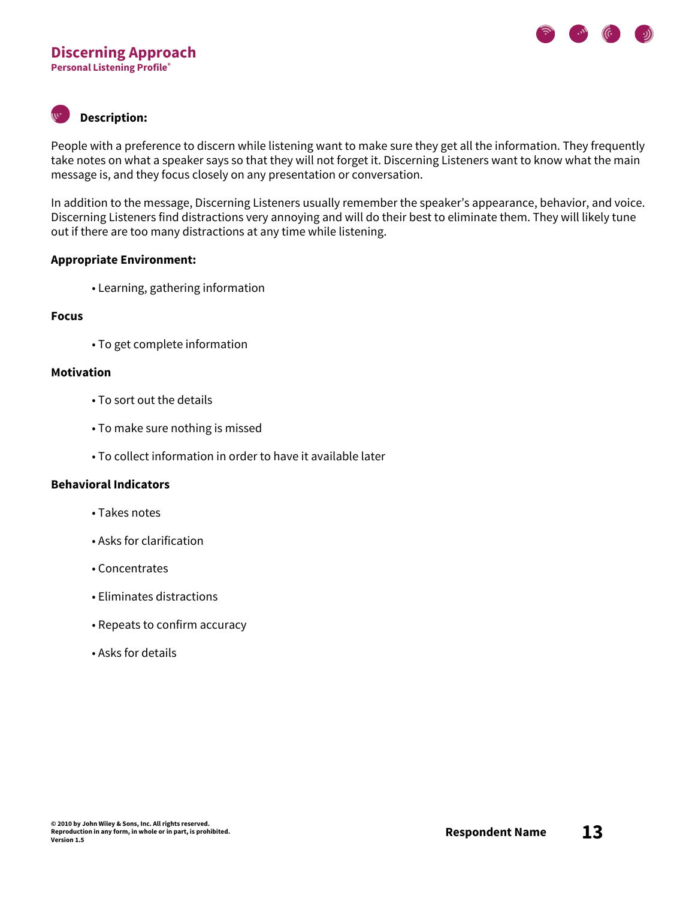# Discerning Approach

**Personal Listening Profile®**

## Description:

People with a preference to discern while listening want to make sure they get all the information. They frequently take notes on what a speaker says so that they will not forget it. Discerning Listeners want to know what the main message is, and they focus closely on any presentation or conversation.

In addition to the message, Discerning Listeners usually remember the speaker's appearance, behavior, and voice. Discerning Listeners find distractions very annoying and will do their best to eliminate them. They will likely tune out if there are too many distractions at any time while listening.

**Appropriate Environment:**

- Learning, gathering information

**Focus**

- To get complete information

**Motivation**

- To sort out the details
- To make sure nothing is missed
- To collect information in order to have it available later

**Behavioral Indicators**

- Takes notes
- Asks for clarification
- Concentrates
- Eliminates distractions
- Repeats to confirm accuracy
- Asks for details

© 2010 by John Wiley & Sons, Inc. All rights reserved.
Reproduction in any form, in whole or in part, is prohibited.
Version 1.5

**Respondent Name**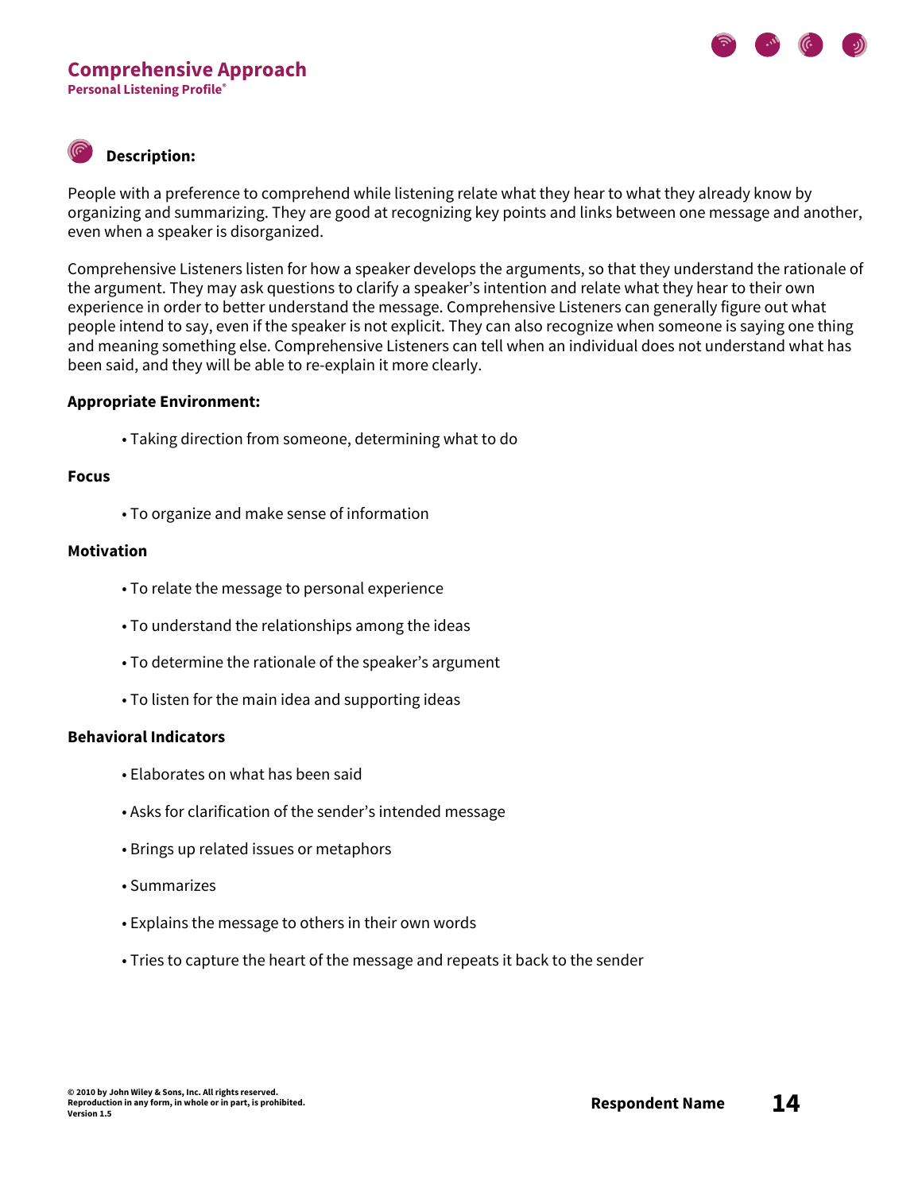# Comprehensive Approach

**Personal Listening Profile®**

## Description:

People with a preference to comprehend while listening relate what they hear to what they already know by organizing and summarizing. They are good at recognizing key points and links between one message and another, even when a speaker is disorganized.

Comprehensive Listeners listen for how a speaker develops the arguments, so that they understand the rationale of the argument. They may ask questions to clarify a speaker's intention and relate what they hear to their own experience in order to better understand the message. Comprehensive Listeners can generally figure out what people intend to say, even if the speaker is not explicit. They can also recognize when someone is saying one thing and meaning something else. Comprehensive Listeners can tell when an individual does not understand what has been said, and they will be able to re-explain it more clearly.

**Appropriate Environment:**

- Taking direction from someone, determining what to do

**Focus**

- To organize and make sense of information

**Motivation**

- To relate the message to personal experience
- To understand the relationships among the ideas
- To determine the rationale of the speaker's argument
- To listen for the main idea and supporting ideas

**Behavioral Indicators**

- Elaborates on what has been said
- Asks for clarification of the sender's intended message
- Brings up related issues or metaphors
- Summarizes
- Explains the message to others in their own words
- Tries to capture the heart of the message and repeats it back to the sender

© 2010 by John Wiley & Sons, Inc. All rights reserved.
Reproduction in any form, in whole or in part, is prohibited.
Version 1.5

**Respondent Name**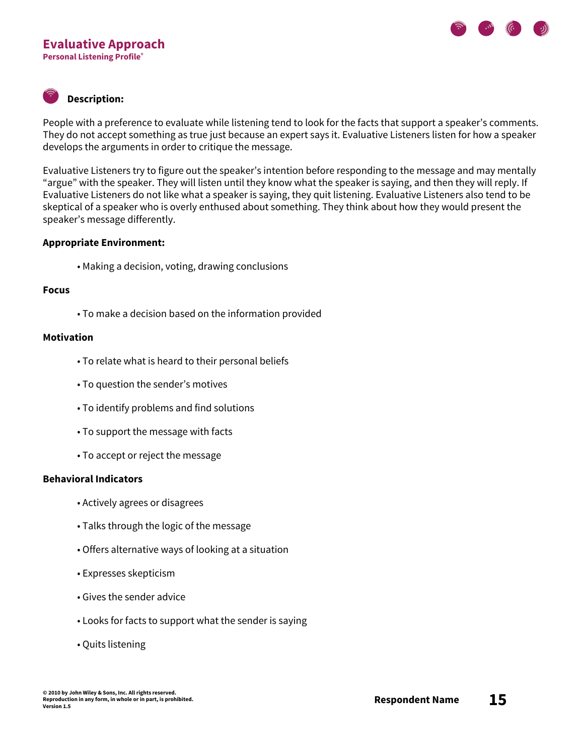# Evaluative Approach

**Personal Listening Profile®**

## Description:

People with a preference to evaluate while listening tend to look for the facts that support a speaker's comments. They do not accept something as true just because an expert says it. Evaluative Listeners listen for how a speaker develops the arguments in order to critique the message.

Evaluative Listeners try to figure out the speaker's intention before responding to the message and may mentally "argue" with the speaker. They will listen until they know what the speaker is saying, and then they will reply. If Evaluative Listeners do not like what a speaker is saying, they quit listening. Evaluative Listeners also tend to be skeptical of a speaker who is overly enthused about something. They think about how they would present the speaker's message differently.

**Appropriate Environment:**

- Making a decision, voting, drawing conclusions

**Focus**

- To make a decision based on the information provided

**Motivation**

- To relate what is heard to their personal beliefs
- To question the sender's motives
- To identify problems and find solutions
- To support the message with facts
- To accept or reject the message

**Behavioral Indicators**

- Actively agrees or disagrees
- Talks through the logic of the message
- Offers alternative ways of looking at a situation
- Expresses skepticism
- Gives the sender advice
- Looks for facts to support what the sender is saying
- Quits listening

© 2010 by John Wiley & Sons, Inc. All rights reserved.
Reproduction in any form, in whole or in part, is prohibited.
Version 1.5

**Respondent Name**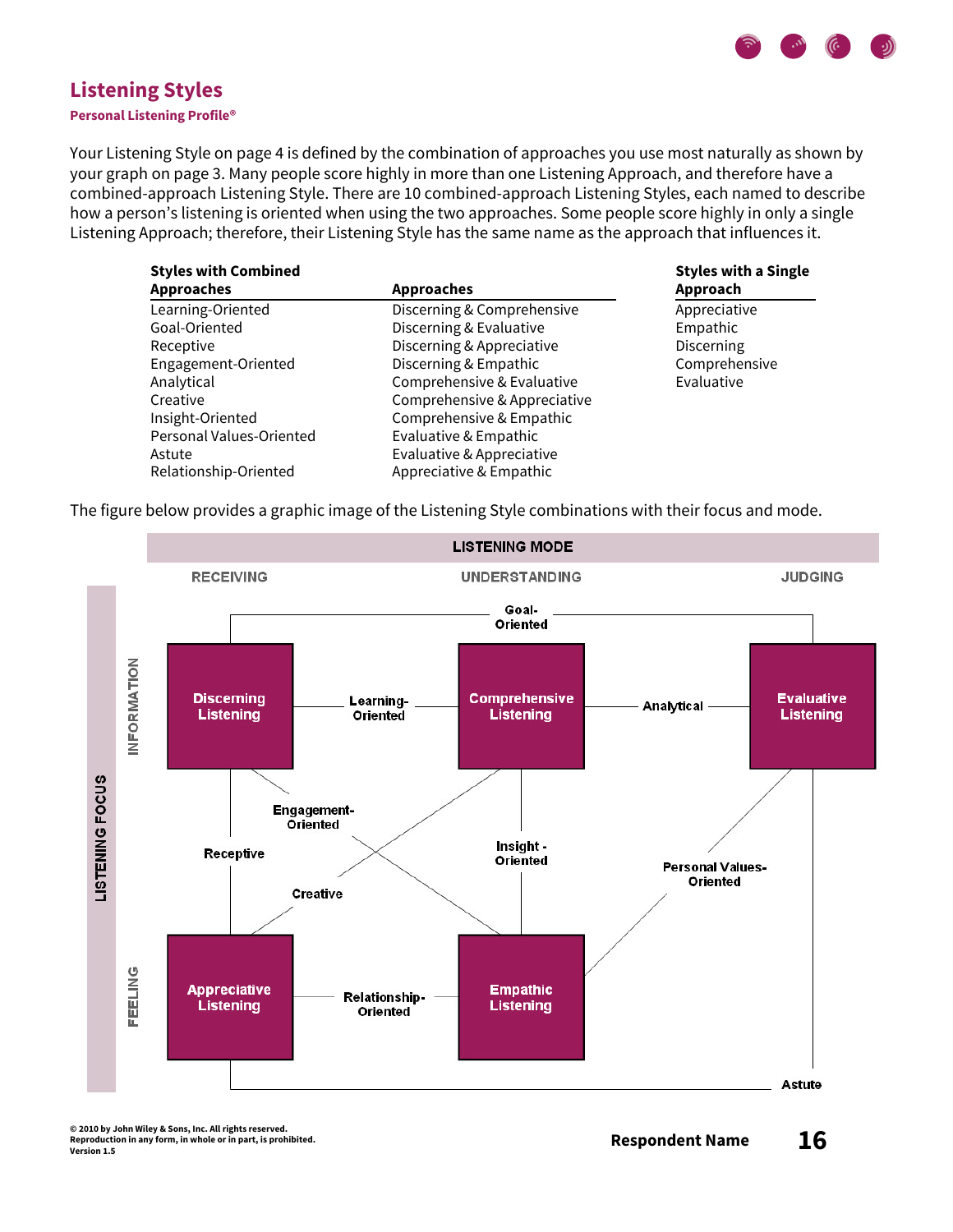# Listening Styles

**Personal Listening Profile®**

Your Listening Style on page 4 is defined by the combination of approaches you use most naturally as shown by your graph on page 3. Many people score highly in more than one Listening Approach, and therefore have a combined-approach Listening Style. There are 10 combined-approach Listening Styles, each named to describe how a person's listening is oriented when using the two approaches. Some people score highly in only a single Listening Approach; therefore, their Listening Style has the same name as the approach that influences it.

| Styles with Combined Approaches | Approaches | Styles with a Single Approach |
|---|---|---|
| Learning-Oriented | Discerning & Comprehensive | Appreciative |
| Goal-Oriented | Discerning & Evaluative | Empathic |
| Receptive | Discerning & Appreciative | Discerning |
| Engagement-Oriented | Discerning & Empathic | Comprehensive |
| Analytical | Comprehensive & Evaluative | Evaluative |
| Creative | Comprehensive & Appreciative | |
| Insight-Oriented | Comprehensive & Empathic | |
| Personal Values-Oriented | Evaluative & Empathic | |
| Astute | Evaluative & Appreciative | |
| Relationship-Oriented | Appreciative & Empathic | |

The figure below provides a graphic image of the Listening Style combinations with their focus and mode.

LISTENING MODE

RECEIVING

UNDERSTANDING

JUDGING

LISTENING FOCUS

INFORMATION

FEELING

Goal-Oriented

Discerning Listening

Learning-Oriented

Comprehensive Listening

Analytical

Evaluative Listening

Engagement-Oriented

Receptive

Insight-Oriented

Personal Values-Oriented

Creative

Appreciative Listening

Relationship-Oriented

Empathic Listening

Astute

© 2010 by John Wiley & Sons, Inc. All rights reserved.
Reproduction in any form, in whole or in part, is prohibited.
Version 1.5

Respondent Name